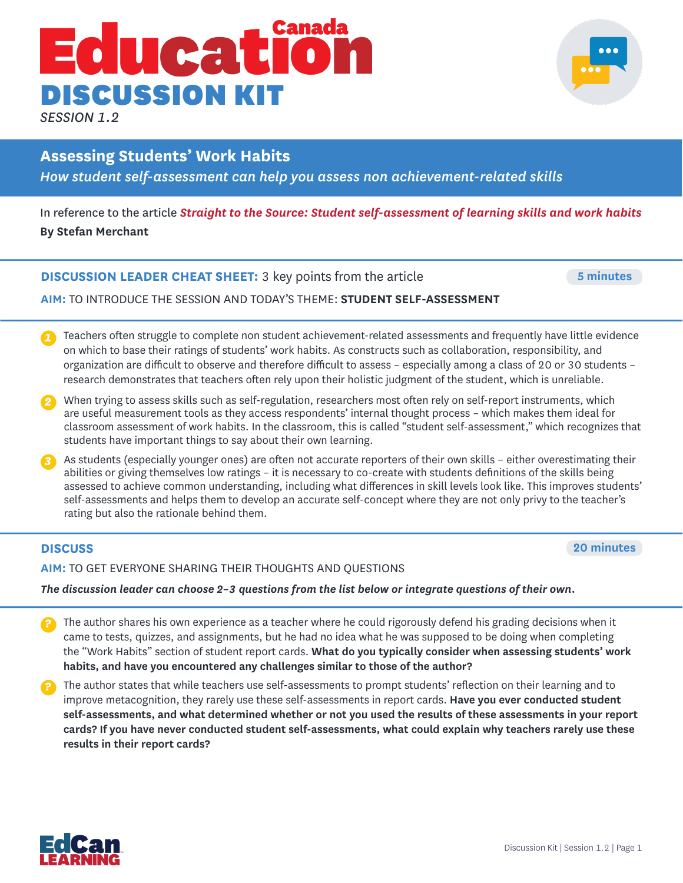# Canada Education DISCUSSION KIT

*SESSION 1.2*

## Assessing Students' Work Habits

*How student self-assessment can help you assess non achievement-related skills*

In reference to the article ***Straight to the Source: Student self-assessment of learning skills and work habits***
**By Stefan Merchant**

### DISCUSSION LEADER CHEAT SHEET: 3 key points from the article

**5 minutes**

**AIM:** TO INTRODUCE THE SESSION AND TODAY'S THEME: **STUDENT SELF-ASSESSMENT**

1. Teachers often struggle to complete non student achievement-related assessments and frequently have little evidence on which to base their ratings of students' work habits. As constructs such as collaboration, responsibility, and organization are difficult to observe and therefore difficult to assess – especially among a class of 20 or 30 students – research demonstrates that teachers often rely upon their holistic judgment of the student, which is unreliable.
2. When trying to assess skills such as self-regulation, researchers most often rely on self-report instruments, which are useful measurement tools as they access respondents' internal thought process – which makes them ideal for classroom assessment of work habits. In the classroom, this is called "student self-assessment," which recognizes that students have important things to say about their own learning.
3. As students (especially younger ones) are often not accurate reporters of their own skills – either overestimating their abilities or giving themselves low ratings – it is necessary to co-create with students definitions of the skills being assessed to achieve common understanding, including what differences in skill levels look like. This improves students' self-assessments and helps them to develop an accurate self-concept where they are not only privy to the teacher's rating but also the rationale behind them.

### DISCUSS

**20 minutes**

**AIM:** TO GET EVERYONE SHARING THEIR THOUGHTS AND QUESTIONS

***The discussion leader can choose 2–3 questions from the list below or integrate questions of their own.***

- The author shares his own experience as a teacher where he could rigorously defend his grading decisions when it came to tests, quizzes, and assignments, but he had no idea what he was supposed to be doing when completing the "Work Habits" section of student report cards. **What do you typically consider when assessing students' work habits, and have you encountered any challenges similar to those of the author?**
- The author states that while teachers use self-assessments to prompt students' reflection on their learning and to improve metacognition, they rarely use these self-assessments in report cards. **Have you ever conducted student self-assessments, and what determined whether or not you used the results of these assessments in your report cards? If you have never conducted student self-assessments, what could explain why teachers rarely use these results in their report cards?**

EdCan LEARNING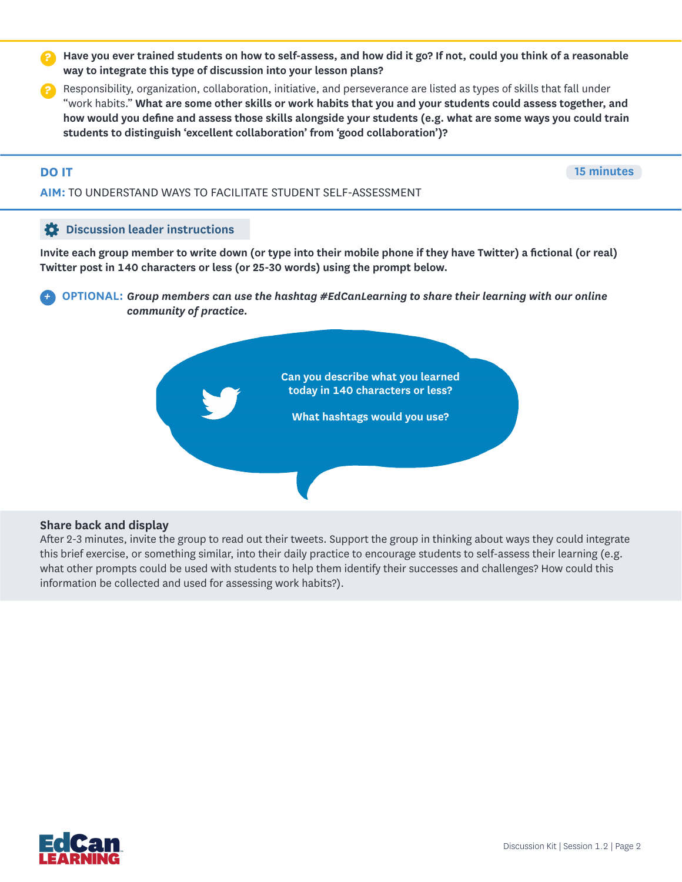- **Have you ever trained students on how to self-assess, and how did it go? If not, could you think of a reasonable way to integrate this type of discussion into your lesson plans?**
- Responsibility, organization, collaboration, initiative, and perseverance are listed as types of skills that fall under "work habits." **What are some other skills or work habits that you and your students could assess together, and how would you define and assess those skills alongside your students (e.g. what are some ways you could train students to distinguish 'excellent collaboration' from 'good collaboration')?**

## DO IT

**15 minutes**

**AIM:** TO UNDERSTAND WAYS TO FACILITATE STUDENT SELF-ASSESSMENT

### Discussion leader instructions

**Invite each group member to write down (or type into their mobile phone if they have Twitter) a fictional (or real) Twitter post in 140 characters or less (or 25-30 words) using the prompt below.**

**OPTIONAL:** ***Group members can use the hashtag #EdCanLearning to share their learning with our online community of practice.***

**Can you describe what you learned today in 140 characters or less?**

**What hashtags would you use?**

**Share back and display**

After 2-3 minutes, invite the group to read out their tweets. Support the group in thinking about ways they could integrate this brief exercise, or something similar, into their daily practice to encourage students to self-assess their learning (e.g. what other prompts could be used with students to help them identify their successes and challenges? How could this information be collected and used for assessing work habits?).